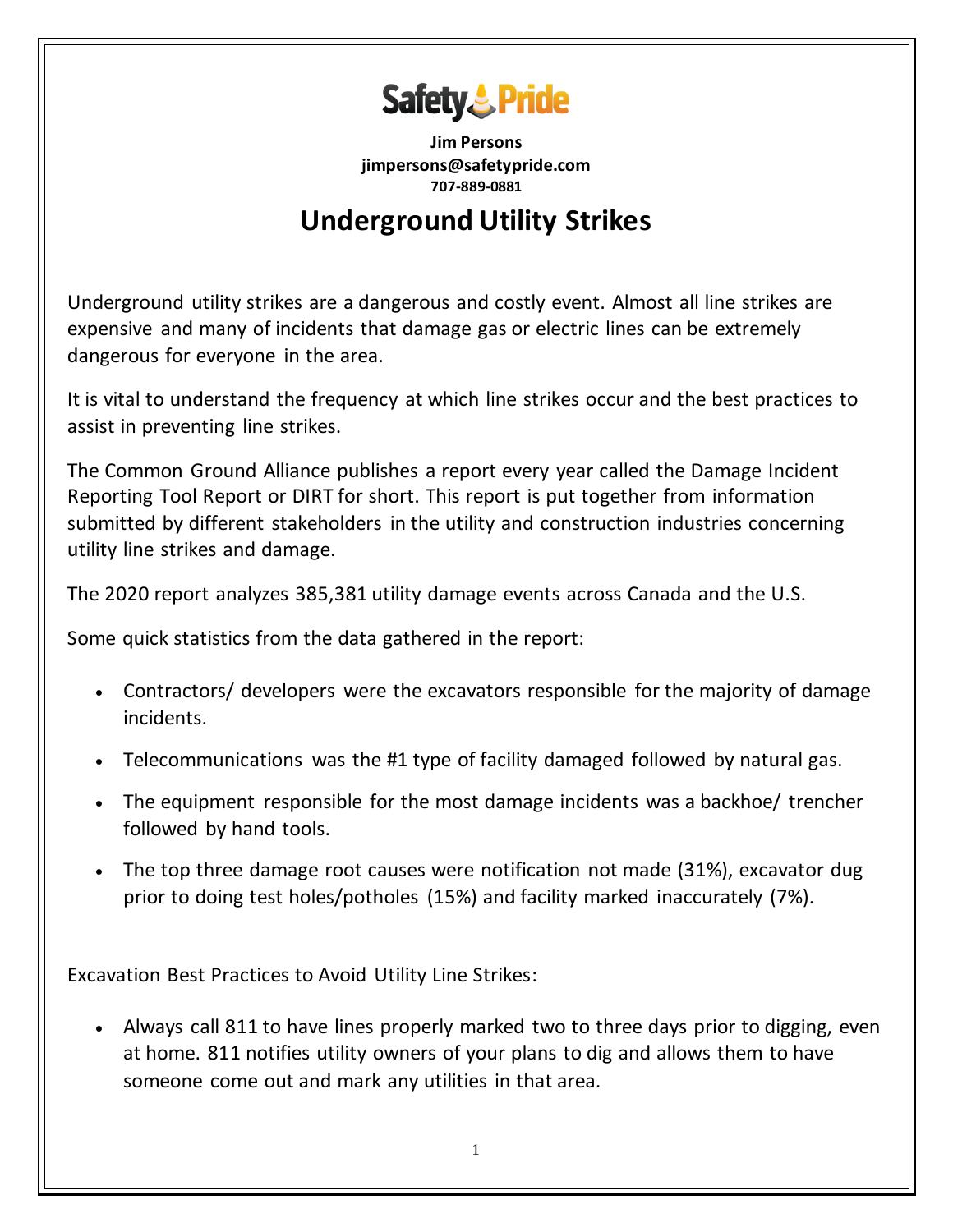Safety Pride

**Jim Persons**
**jimpersons@safetypride.com**
**707-889-0881**

# Underground Utility Strikes

Underground utility strikes are a dangerous and costly event. Almost all line strikes are expensive and many of incidents that damage gas or electric lines can be extremely dangerous for everyone in the area.

It is vital to understand the frequency at which line strikes occur and the best practices to assist in preventing line strikes.

The Common Ground Alliance publishes a report every year called the Damage Incident Reporting Tool Report or DIRT for short. This report is put together from information submitted by different stakeholders in the utility and construction industries concerning utility line strikes and damage.

The 2020 report analyzes 385,381 utility damage events across Canada and the U.S.

Some quick statistics from the data gathered in the report:

- Contractors/ developers were the excavators responsible for the majority of damage incidents.
- Telecommunications was the #1 type of facility damaged followed by natural gas.
- The equipment responsible for the most damage incidents was a backhoe/ trencher followed by hand tools.
- The top three damage root causes were notification not made (31%), excavator dug prior to doing test holes/potholes (15%) and facility marked inaccurately (7%).

Excavation Best Practices to Avoid Utility Line Strikes:

- Always call 811 to have lines properly marked two to three days prior to digging, even at home. 811 notifies utility owners of your plans to dig and allows them to have someone come out and mark any utilities in that area.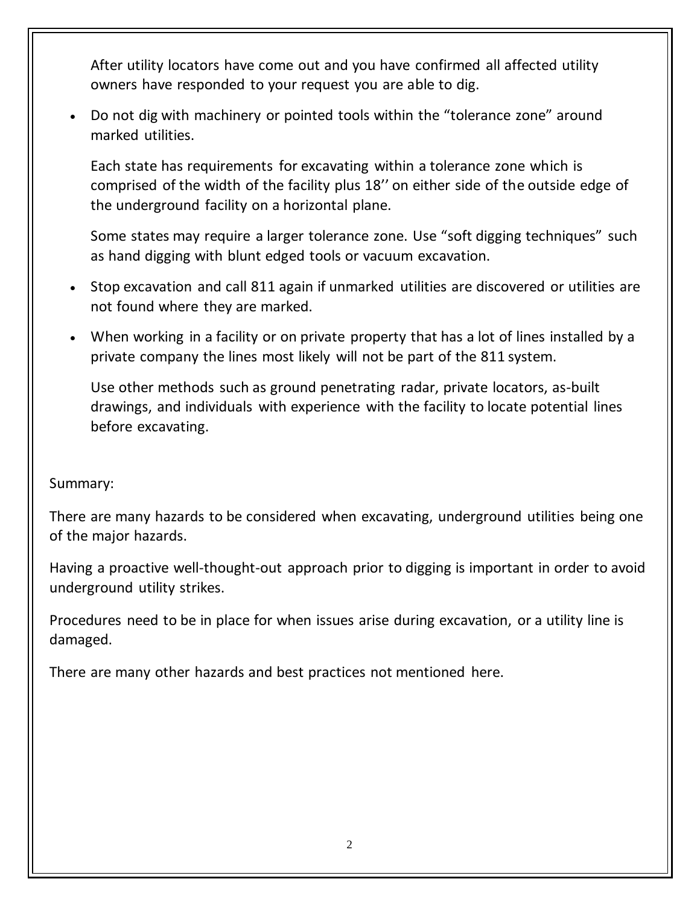After utility locators have come out and you have confirmed all affected utility owners have responded to your request you are able to dig.

- Do not dig with machinery or pointed tools within the “tolerance zone” around marked utilities.

  Each state has requirements for excavating within a tolerance zone which is comprised of the width of the facility plus 18’’ on either side of the outside edge of the underground facility on a horizontal plane.

  Some states may require a larger tolerance zone. Use “soft digging techniques” such as hand digging with blunt edged tools or vacuum excavation.

- Stop excavation and call 811 again if unmarked utilities are discovered or utilities are not found where they are marked.
- When working in a facility or on private property that has a lot of lines installed by a private company the lines most likely will not be part of the 811 system.

  Use other methods such as ground penetrating radar, private locators, as-built drawings, and individuals with experience with the facility to locate potential lines before excavating.

Summary:

There are many hazards to be considered when excavating, underground utilities being one of the major hazards.

Having a proactive well-thought-out approach prior to digging is important in order to avoid underground utility strikes.

Procedures need to be in place for when issues arise during excavation, or a utility line is damaged.

There are many other hazards and best practices not mentioned here.